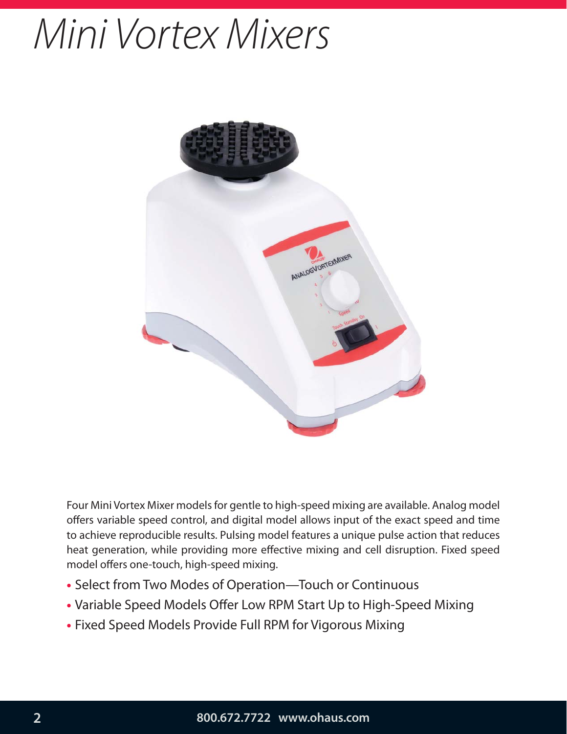# Mini Vortex Mixers

Four Mini Vortex Mixer models for gentle to high-speed mixing are available. Analog model offers variable speed control, and digital model allows input of the exact speed and time to achieve reproducible results. Pulsing model features a unique pulse action that reduces heat generation, while providing more effective mixing and cell disruption. Fixed speed model offers one-touch, high-speed mixing.

- Select from Two Modes of Operation—Touch or Continuous
- Variable Speed Models Offer Low RPM Start Up to High-Speed Mixing
- Fixed Speed Models Provide Full RPM for Vigorous Mixing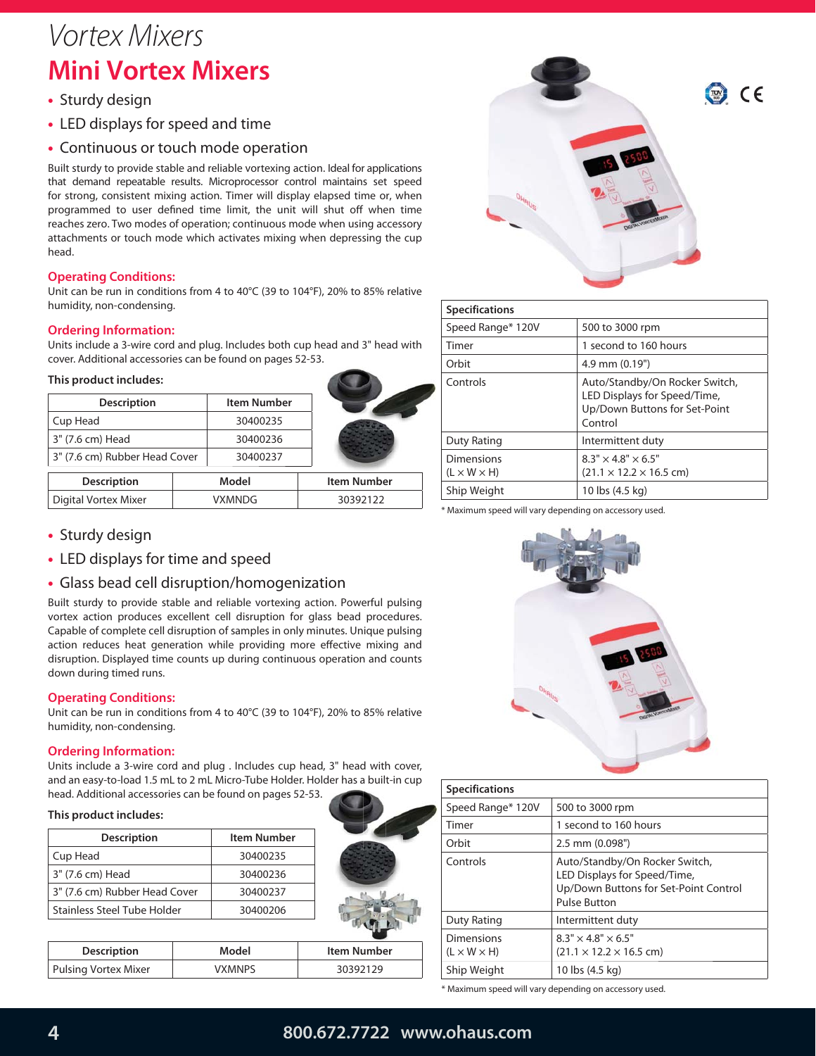# Vortex Mixers

## Mini Vortex Mixers

- Sturdy design
- LED displays for speed and time
- Continuous or touch mode operation

Built sturdy to provide stable and reliable vortexing action. Ideal for applications that demand repeatable results. Microprocessor control maintains set speed for strong, consistent mixing action. Timer will display elapsed time or, when programmed to user defined time limit, the unit will shut off when time reaches zero. Two modes of operation; continuous mode when using accessory attachments or touch mode which activates mixing when depressing the cup head.

### Operating Conditions:

Unit can be run in conditions from 4 to 40°C (39 to 104°F), 20% to 85% relative humidity, non-condensing.

### Ordering Information:

Units include a 3-wire cord and plug. Includes both cup head and 3" head with cover. Additional accessories can be found on pages 52-53.

**This product includes:**

| Description | Item Number |
|---|---|
| Cup Head | 30400235 |
| 3" (7.6 cm) Head | 30400236 |
| 3" (7.6 cm) Rubber Head Cover | 30400237 |

| Description | Model | Item Number |
|---|---|---|
| Digital Vortex Mixer | VXMNDG | 30392122 |

| Specifications | |
|---|---|
| Speed Range* 120V | 500 to 3000 rpm |
| Timer | 1 second to 160 hours |
| Orbit | 4.9 mm (0.19") |
| Controls | Auto/Standby/On Rocker Switch, LED Displays for Speed/Time, Up/Down Buttons for Set-Point Control |
| Duty Rating | Intermittent duty |
| Dimensions (L × W × H) | 8.3" × 4.8" × 6.5" (21.1 × 12.2 × 16.5 cm) |
| Ship Weight | 10 lbs (4.5 kg) |

* Maximum speed will vary depending on accessory used.

- Sturdy design
- LED displays for time and speed
- Glass bead cell disruption/homogenization

Built sturdy to provide stable and reliable vortexing action. Powerful pulsing vortex action produces excellent cell disruption for glass bead procedures. Capable of complete cell disruption of samples in only minutes. Unique pulsing action reduces heat generation while providing more effective mixing and disruption. Displayed time counts up during continuous operation and counts down during timed runs.

### Operating Conditions:

Unit can be run in conditions from 4 to 40°C (39 to 104°F), 20% to 85% relative humidity, non-condensing.

### Ordering Information:

Units include a 3-wire cord and plug . Includes cup head, 3" head with cover, and an easy-to-load 1.5 mL to 2 mL Micro-Tube Holder. Holder has a built-in cup head. Additional accessories can be found on pages 52-53.

**This product includes:**

| Description | Item Number |
|---|---|
| Cup Head | 30400235 |
| 3" (7.6 cm) Head | 30400236 |
| 3" (7.6 cm) Rubber Head Cover | 30400237 |
| Stainless Steel Tube Holder | 30400206 |

| Description | Model | Item Number |
|---|---|---|
| Pulsing Vortex Mixer | VXMNPS | 30392129 |

| Specifications | |
|---|---|
| Speed Range* 120V | 500 to 3000 rpm |
| Timer | 1 second to 160 hours |
| Orbit | 2.5 mm (0.098") |
| Controls | Auto/Standby/On Rocker Switch, LED Displays for Speed/Time, Up/Down Buttons for Set-Point Control Pulse Button |
| Duty Rating | Intermittent duty |
| Dimensions (L × W × H) | 8.3" × 4.8" × 6.5" (21.1 × 12.2 × 16.5 cm) |
| Ship Weight | 10 lbs (4.5 kg) |

* Maximum speed will vary depending on accessory used.

800.672.7722 www.ohaus.com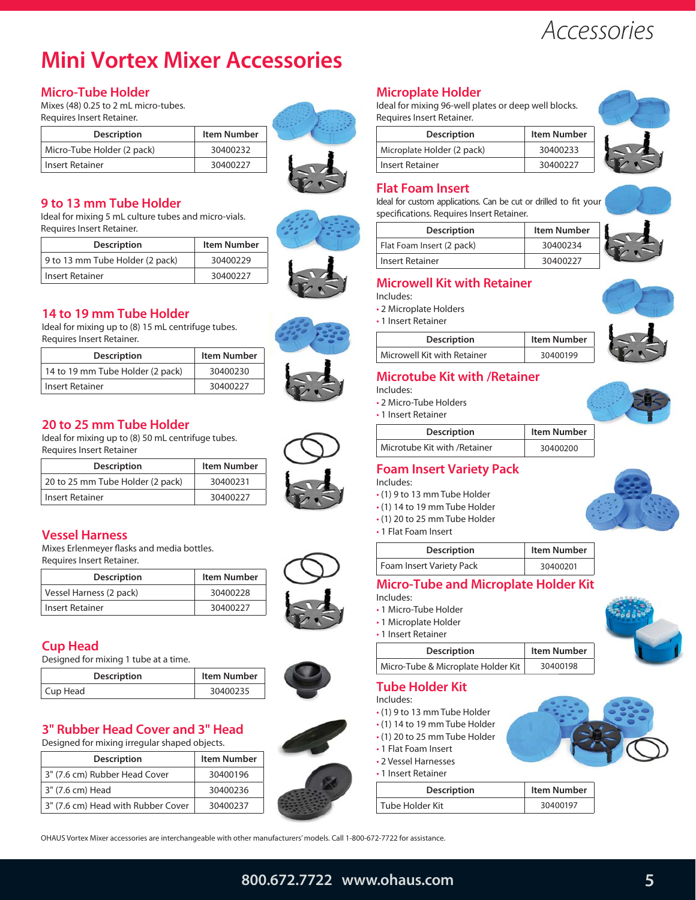# Mini Vortex Mixer Accessories

## Micro-Tube Holder

Mixes (48) 0.25 to 2 mL micro-tubes.
Requires Insert Retainer.

| Description | Item Number |
|---|---|
| Micro-Tube Holder (2 pack) | 30400232 |
| Insert Retainer | 30400227 |

## 9 to 13 mm Tube Holder

Ideal for mixing 5 mL culture tubes and micro-vials.
Requires Insert Retainer.

| Description | Item Number |
|---|---|
| 9 to 13 mm Tube Holder (2 pack) | 30400229 |
| Insert Retainer | 30400227 |

## 14 to 19 mm Tube Holder

Ideal for mixing up to (8) 15 mL centrifuge tubes.
Requires Insert Retainer.

| Description | Item Number |
|---|---|
| 14 to 19 mm Tube Holder (2 pack) | 30400230 |
| Insert Retainer | 30400227 |

## 20 to 25 mm Tube Holder

Ideal for mixing up to (8) 50 mL centrifuge tubes.
Requires Insert Retainer

| Description | Item Number |
|---|---|
| 20 to 25 mm Tube Holder (2 pack) | 30400231 |
| Insert Retainer | 30400227 |

## Vessel Harness

Mixes Erlenmeyer flasks and media bottles.
Requires Insert Retainer.

| Description | Item Number |
|---|---|
| Vessel Harness (2 pack) | 30400228 |
| Insert Retainer | 30400227 |

## Cup Head

Designed for mixing 1 tube at a time.

| Description | Item Number |
|---|---|
| Cup Head | 30400235 |

## 3" Rubber Head Cover and 3" Head

Designed for mixing irregular shaped objects.

| Description | Item Number |
|---|---|
| 3" (7.6 cm) Rubber Head Cover | 30400196 |
| 3" (7.6 cm) Head | 30400236 |
| 3" (7.6 cm) Head with Rubber Cover | 30400237 |

## Microplate Holder

Ideal for mixing 96-well plates or deep well blocks.
Requires Insert Retainer.

| Description | Item Number |
|---|---|
| Microplate Holder (2 pack) | 30400233 |
| Insert Retainer | 30400227 |

## Flat Foam Insert

Ideal for custom applications. Can be cut or drilled to fit your specifications. Requires Insert Retainer.

| Description | Item Number |
|---|---|
| Flat Foam Insert (2 pack) | 30400234 |
| Insert Retainer | 30400227 |

## Microwell Kit with Retainer

Includes:

- 2 Microplate Holders
- 1 Insert Retainer

| Description | Item Number |
|---|---|
| Microwell Kit with Retainer | 30400199 |

## Microtube Kit with /Retainer

Includes:

- 2 Micro-Tube Holders
- 1 Insert Retainer

| Description | Item Number |
|---|---|
| Microtube Kit with /Retainer | 30400200 |

## Foam Insert Variety Pack

Includes:

- (1) 9 to 13 mm Tube Holder
- (1) 14 to 19 mm Tube Holder
- (1) 20 to 25 mm Tube Holder
- 1 Flat Foam Insert

| Description | Item Number |
|---|---|
| Foam Insert Variety Pack | 30400201 |

## Micro-Tube and Microplate Holder Kit

Includes:

- 1 Micro-Tube Holder
- 1 Microplate Holder
- 1 Insert Retainer

| Description | Item Number |
|---|---|
| Micro-Tube & Microplate Holder Kit | 30400198 |

## Tube Holder Kit

Includes:

- (1) 9 to 13 mm Tube Holder
- (1) 14 to 19 mm Tube Holder
- (1) 20 to 25 mm Tube Holder
- 1 Flat Foam Insert
- 2 Vessel Harnesses
- 1 Insert Retainer

| Description | Item Number |
|---|---|
| Tube Holder Kit | 30400197 |

OHAUS Vortex Mixer accessories are interchangeable with other manufacturers' models. Call 1-800-672-7722 for assistance.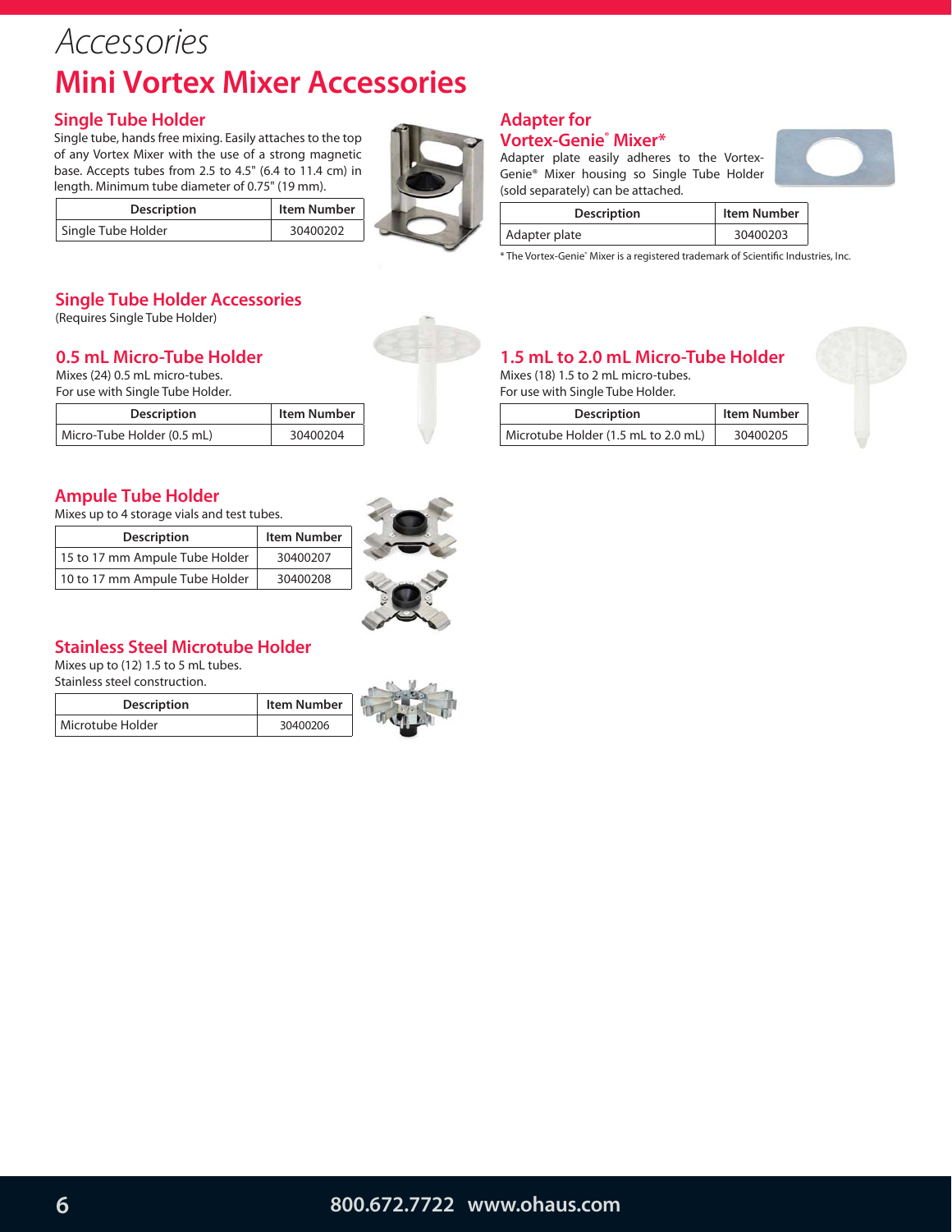# Accessories

# Mini Vortex Mixer Accessories

## Single Tube Holder

Single tube, hands free mixing. Easily attaches to the top of any Vortex Mixer with the use of a strong magnetic base. Accepts tubes from 2.5 to 4.5" (6.4 to 11.4 cm) in length. Minimum tube diameter of 0.75" (19 mm).

| Description | Item Number |
| --- | --- |
| Single Tube Holder | 30400202 |

## Adapter for Vortex-Genie® Mixer*

Adapter plate easily adheres to the Vortex-Genie® Mixer housing so Single Tube Holder (sold separately) can be attached.

| Description | Item Number |
| --- | --- |
| Adapter plate | 30400203 |

* The Vortex-Genie® Mixer is a registered trademark of Scientific Industries, Inc.

## Single Tube Holder Accessories

(Requires Single Tube Holder)

### 0.5 mL Micro-Tube Holder

Mixes (24) 0.5 mL micro-tubes.
For use with Single Tube Holder.

| Description | Item Number |
| --- | --- |
| Micro-Tube Holder (0.5 mL) | 30400204 |

### 1.5 mL to 2.0 mL Micro-Tube Holder

Mixes (18) 1.5 to 2 mL micro-tubes.
For use with Single Tube Holder.

| Description | Item Number |
| --- | --- |
| Microtube Holder (1.5 mL to 2.0 mL) | 30400205 |

## Ampule Tube Holder

Mixes up to 4 storage vials and test tubes.

| Description | Item Number |
| --- | --- |
| 15 to 17 mm Ampule Tube Holder | 30400207 |
| 10 to 17 mm Ampule Tube Holder | 30400208 |

## Stainless Steel Microtube Holder

Mixes up to (12) 1.5 to 5 mL tubes.
Stainless steel construction.

| Description | Item Number |
| --- | --- |
| Microtube Holder | 30400206 |

800.672.7722 www.ohaus.com